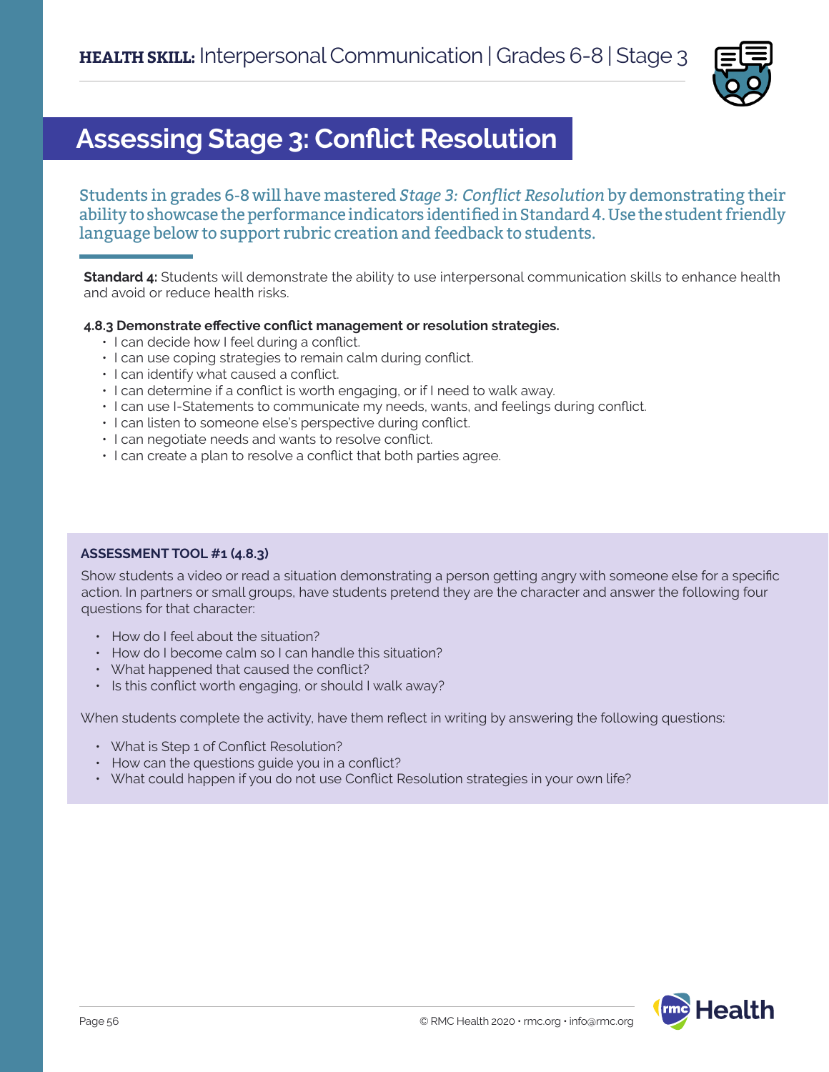# Assessing Stage 3: Conflict Resolution

Students in grades 6-8 will have mastered *Stage 3: Conflict Resolution* by demonstrating their ability to showcase the performance indicators identified in Standard 4. Use the student friendly language below to support rubric creation and feedback to students.

**Standard 4:** Students will demonstrate the ability to use interpersonal communication skills to enhance health and avoid or reduce health risks.

**4.8.3 Demonstrate effective conflict management or resolution strategies.**

- I can decide how I feel during a conflict.
- I can use coping strategies to remain calm during conflict.
- I can identify what caused a conflict.
- I can determine if a conflict is worth engaging, or if I need to walk away.
- I can use I-Statements to communicate my needs, wants, and feelings during conflict.
- I can listen to someone else's perspective during conflict.
- I can negotiate needs and wants to resolve conflict.
- I can create a plan to resolve a conflict that both parties agree.

**ASSESSMENT TOOL #1 (4.8.3)**

Show students a video or read a situation demonstrating a person getting angry with someone else for a specific action. In partners or small groups, have students pretend they are the character and answer the following four questions for that character:

- How do I feel about the situation?
- How do I become calm so I can handle this situation?
- What happened that caused the conflict?
- Is this conflict worth engaging, or should I walk away?

When students complete the activity, have them reflect in writing by answering the following questions:

- What is Step 1 of Conflict Resolution?
- How can the questions guide you in a conflict?
- What could happen if you do not use Conflict Resolution strategies in your own life?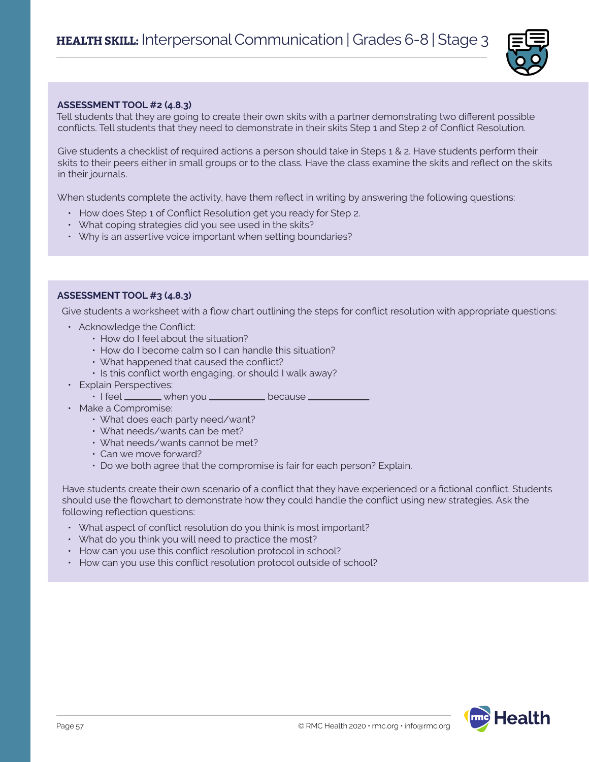**HEALTH SKILL:** Interpersonal Communication | Grades 6-8 | Stage 3

**ASSESSMENT TOOL #2 (4.8.3)**

Tell students that they are going to create their own skits with a partner demonstrating two different possible conflicts. Tell students that they need to demonstrate in their skits Step 1 and Step 2 of Conflict Resolution.

Give students a checklist of required actions a person should take in Steps 1 & 2. Have students perform their skits to their peers either in small groups or to the class. Have the class examine the skits and reflect on the skits in their journals.

When students complete the activity, have them reflect in writing by answering the following questions:

- How does Step 1 of Conflict Resolution get you ready for Step 2.
- What coping strategies did you see used in the skits?
- Why is an assertive voice important when setting boundaries?

**ASSESSMENT TOOL #3 (4.8.3)**

Give students a worksheet with a flow chart outlining the steps for conflict resolution with appropriate questions:

- Acknowledge the Conflict:
  - How do I feel about the situation?
  - How do I become calm so I can handle this situation?
  - What happened that caused the conflict?
  - Is this conflict worth engaging, or should I walk away?
- Explain Perspectives:
  - I feel _______ when you __________ because ___________.
- Make a Compromise:
  - What does each party need/want?
  - What needs/wants can be met?
  - What needs/wants cannot be met?
  - Can we move forward?
  - Do we both agree that the compromise is fair for each person? Explain.

Have students create their own scenario of a conflict that they have experienced or a fictional conflict. Students should use the flowchart to demonstrate how they could handle the conflict using new strategies. Ask the following reflection questions:

- What aspect of conflict resolution do you think is most important?
- What do you think you will need to practice the most?
- How can you use this conflict resolution protocol in school?
- How can you use this conflict resolution protocol outside of school?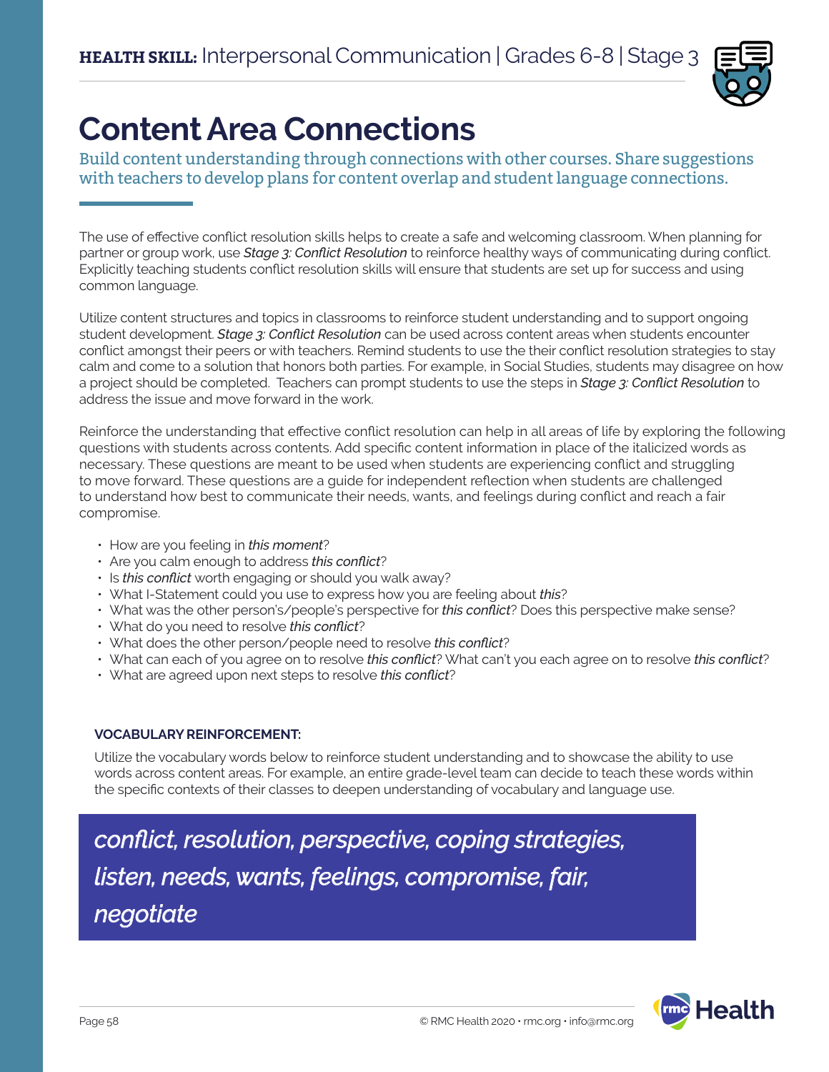**HEALTH SKILL:** Interpersonal Communication | Grades 6-8 | Stage 3

# Content Area Connections

Build content understanding through connections with other courses. Share suggestions with teachers to develop plans for content overlap and student language connections.

The use of effective conflict resolution skills helps to create a safe and welcoming classroom. When planning for partner or group work, use *Stage 3: Conflict Resolution* to reinforce healthy ways of communicating during conflict. Explicitly teaching students conflict resolution skills will ensure that students are set up for success and using common language.

Utilize content structures and topics in classrooms to reinforce student understanding and to support ongoing student development. *Stage 3: Conflict Resolution* can be used across content areas when students encounter conflict amongst their peers or with teachers. Remind students to use the their conflict resolution strategies to stay calm and come to a solution that honors both parties. For example, in Social Studies, students may disagree on how a project should be completed. Teachers can prompt students to use the steps in *Stage 3: Conflict Resolution* to address the issue and move forward in the work.

Reinforce the understanding that effective conflict resolution can help in all areas of life by exploring the following questions with students across contents. Add specific content information in place of the italicized words as necessary. These questions are meant to be used when students are experiencing conflict and struggling to move forward. These questions are a guide for independent reflection when students are challenged to understand how best to communicate their needs, wants, and feelings during conflict and reach a fair compromise.

- How are you feeling in *this moment*?
- Are you calm enough to address *this conflict*?
- Is *this conflict* worth engaging or should you walk away?
- What I-Statement could you use to express how you are feeling about *this*?
- What was the other person's/people's perspective for *this conflict*? Does this perspective make sense?
- What do you need to resolve *this conflict*?
- What does the other person/people need to resolve *this conflict*?
- What can each of you agree on to resolve *this conflict*? What can't you each agree on to resolve *this conflict*?
- What are agreed upon next steps to resolve *this conflict*?

**VOCABULARY REINFORCEMENT:**

Utilize the vocabulary words below to reinforce student understanding and to showcase the ability to use words across content areas. For example, an entire grade-level team can decide to teach these words within the specific contexts of their classes to deepen understanding of vocabulary and language use.

*conflict, resolution, perspective, coping strategies, listen, needs, wants, feelings, compromise, fair, negotiate*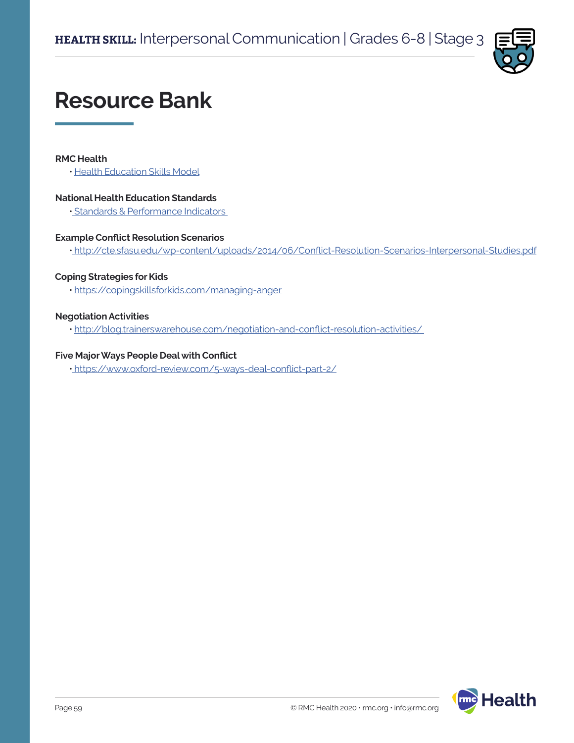# Resource Bank

**RMC Health**

- Health Education Skills Model

**National Health Education Standards**

- Standards & Performance Indicators

**Example Conflict Resolution Scenarios**

- http://cte.sfasu.edu/wp-content/uploads/2014/06/Conflict-Resolution-Scenarios-Interpersonal-Studies.pdf

**Coping Strategies for Kids**

- https://copingskillsforkids.com/managing-anger

**Negotiation Activities**

- http://blog.trainerswarehouse.com/negotiation-and-conflict-resolution-activities/

**Five Major Ways People Deal with Conflict**

- https://www.oxford-review.com/5-ways-deal-conflict-part-2/